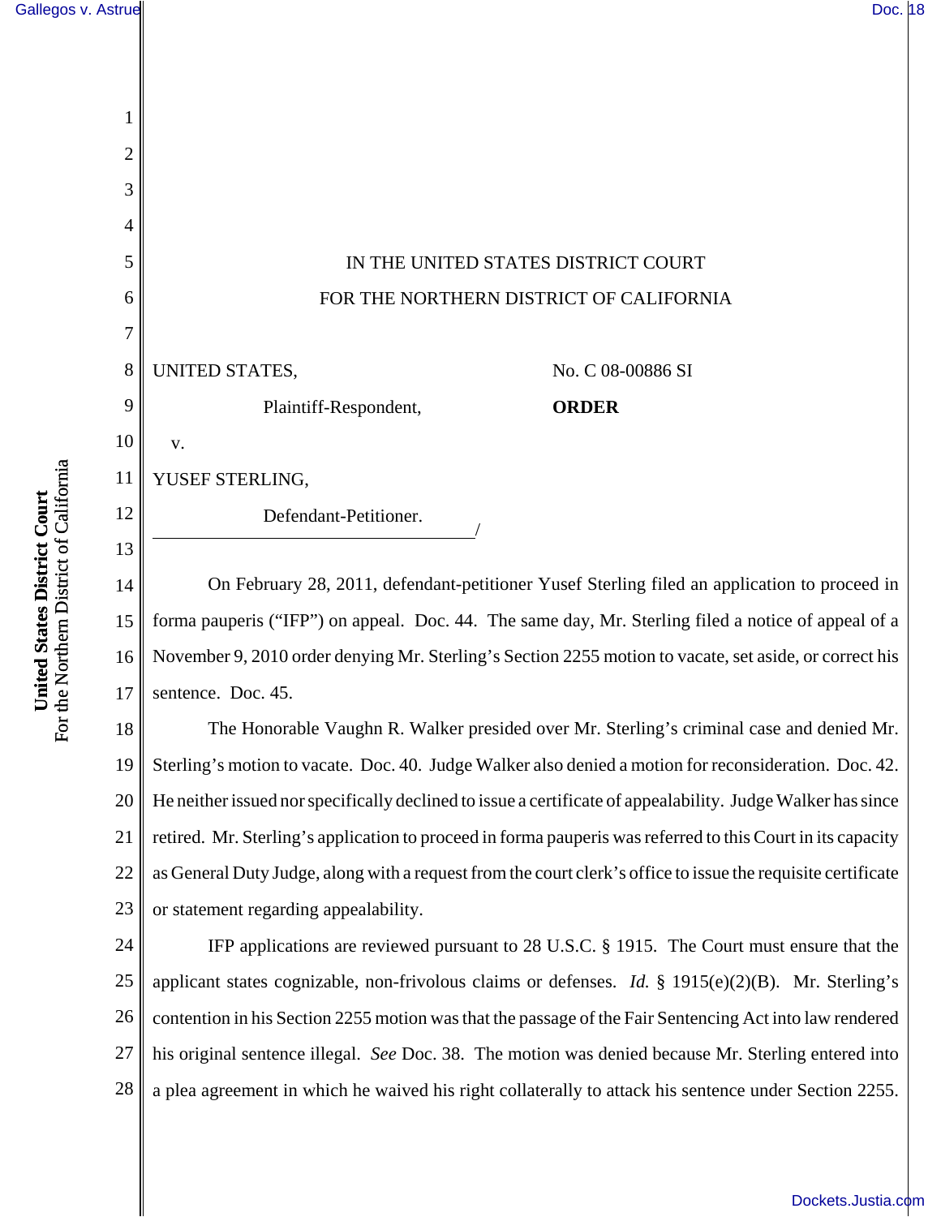IN THE UNITED STATES DISTRICT COURT

FOR THE NORTHERN DISTRICT OF CALIFORNIA

UNITED STATES,

Plaintiff-Respondent,

v.

YUSEF STERLING,

Defendant-Petitioner.

/

No. C 08-00886 SI

**ORDER**

On February 28, 2011, defendant-petitioner Yusef Sterling filed an application to proceed in forma pauperis ("IFP") on appeal. Doc. 44. The same day, Mr. Sterling filed a notice of appeal of a November 9, 2010 order denying Mr. Sterling's Section 2255 motion to vacate, set aside, or correct his sentence. Doc. 45.

The Honorable Vaughn R. Walker presided over Mr. Sterling's criminal case and denied Mr. Sterling's motion to vacate. Doc. 40. Judge Walker also denied a motion for reconsideration. Doc. 42. He neither issued nor specifically declined to issue a certificate of appealability. Judge Walker has since retired. Mr. Sterling's application to proceed in forma pauperis was referred to this Court in its capacity as General Duty Judge, along with a request from the court clerk's office to issue the requisite certificate or statement regarding appealability.

IFP applications are reviewed pursuant to 28 U.S.C. § 1915. The Court must ensure that the applicant states cognizable, non-frivolous claims or defenses. *Id.* § 1915(e)(2)(B). Mr. Sterling's contention in his Section 2255 motion was that the passage of the Fair Sentencing Act into law rendered his original sentence illegal. *See* Doc. 38. The motion was denied because Mr. Sterling entered into a plea agreement in which he waived his right collaterally to attack his sentence under Section 2255.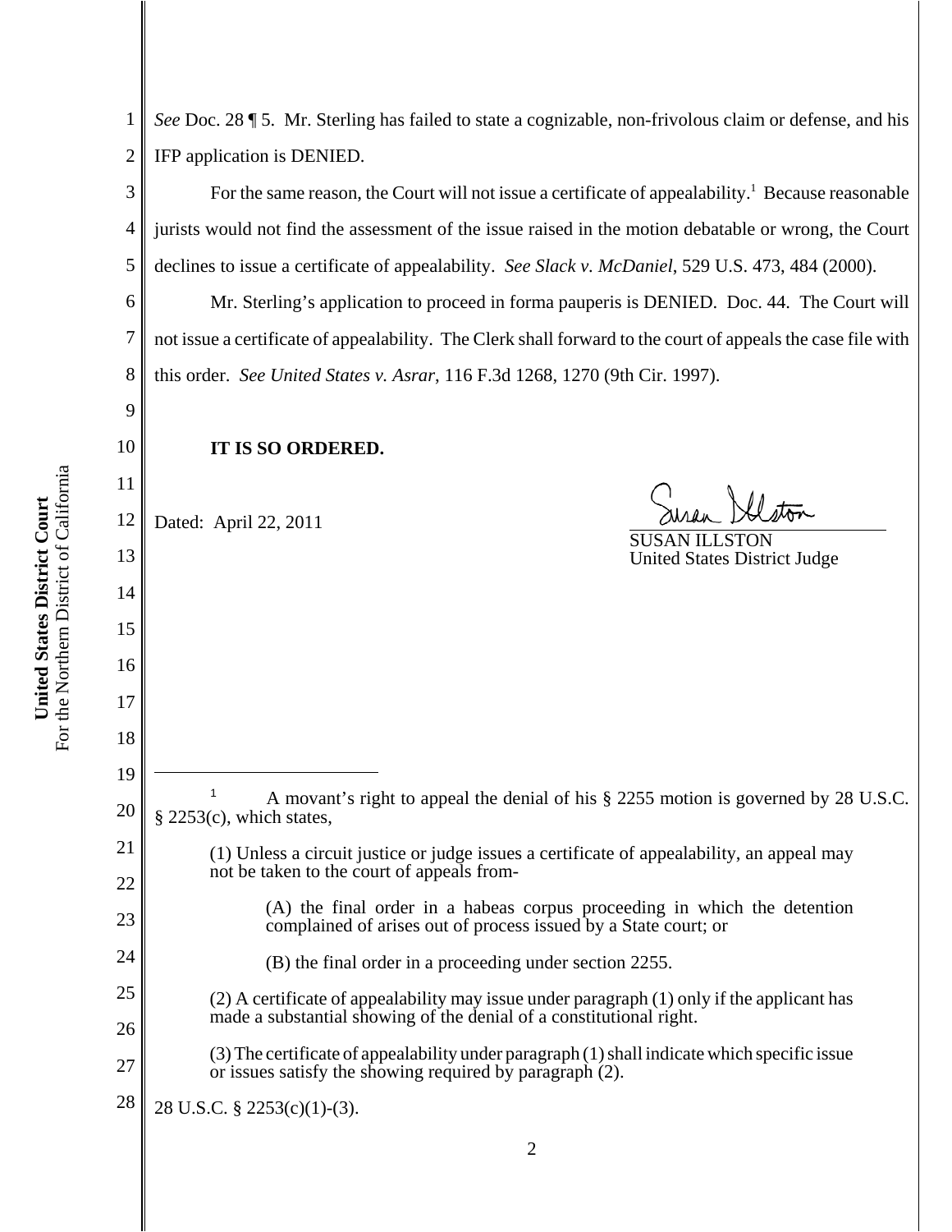*See* Doc. 28 ¶ 5. Mr. Sterling has failed to state a cognizable, non-frivolous claim or defense, and his IFP application is DENIED.

For the same reason, the Court will not issue a certificate of appealability.[1] Because reasonable jurists would not find the assessment of the issue raised in the motion debatable or wrong, the Court declines to issue a certificate of appealability. *See Slack v. McDaniel*, 529 U.S. 473, 484 (2000).

Mr. Sterling's application to proceed in forma pauperis is DENIED. Doc. 44. The Court will not issue a certificate of appealability. The Clerk shall forward to the court of appeals the case file with this order. *See United States v. Asrar*, 116 F.3d 1268, 1270 (9th Cir. 1997).

**IT IS SO ORDERED.**

Dated: April 22, 2011

SUSAN ILLSTON
United States District Judge

---

[1] A movant's right to appeal the denial of his § 2255 motion is governed by 28 U.S.C. § 2253(c), which states,

> (1) Unless a circuit justice or judge issues a certificate of appealability, an appeal may not be taken to the court of appeals from-
>
> > (A) the final order in a habeas corpus proceeding in which the detention complained of arises out of process issued by a State court; or
> >
> > (B) the final order in a proceeding under section 2255.
>
> (2) A certificate of appealability may issue under paragraph (1) only if the applicant has made a substantial showing of the denial of a constitutional right.
>
> (3) The certificate of appealability under paragraph (1) shall indicate which specific issue or issues satisfy the showing required by paragraph (2).

28 U.S.C. § 2253(c)(1)-(3).